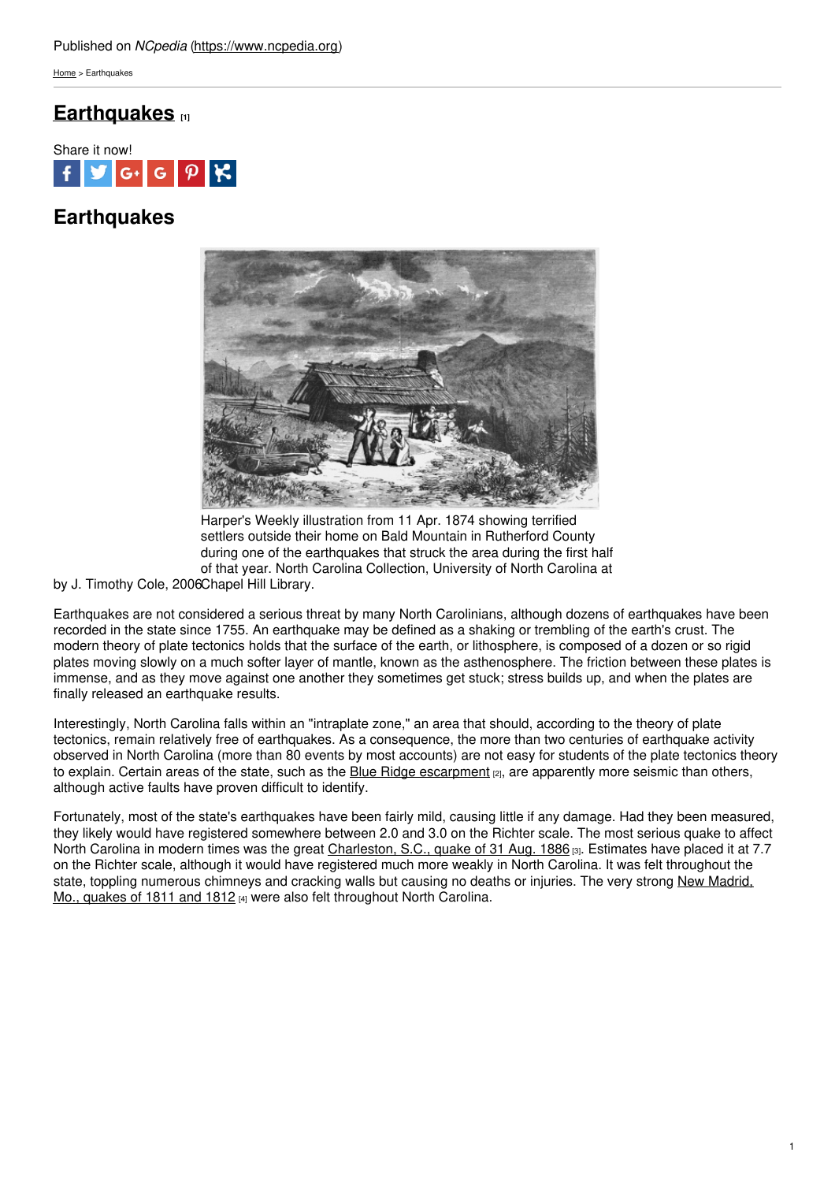Published on *NCpedia* (https://www.ncpedia.org)

Home > Earthquakes

# Earthquakes [1]

Share it now!

## Earthquakes

Harper's Weekly illustration from 11 Apr. 1874 showing terrified settlers outside their home on Bald Mountain in Rutherford County during one of the earthquakes that struck the area during the first half of that year. North Carolina Collection, University of North Carolina at Chapel Hill Library.

by J. Timothy Cole, 2006

Earthquakes are not considered a serious threat by many North Carolinians, although dozens of earthquakes have been recorded in the state since 1755. An earthquake may be defined as a shaking or trembling of the earth's crust. The modern theory of plate tectonics holds that the surface of the earth, or lithosphere, is composed of a dozen or so rigid plates moving slowly on a much softer layer of mantle, known as the asthenosphere. The friction between these plates is immense, and as they move against one another they sometimes get stuck; stress builds up, and when the plates are finally released an earthquake results.

Interestingly, North Carolina falls within an "intraplate zone," an area that should, according to the theory of plate tectonics, remain relatively free of earthquakes. As a consequence, the more than two centuries of earthquake activity observed in North Carolina (more than 80 events by most accounts) are not easy for students of the plate tectonics theory to explain. Certain areas of the state, such as the Blue Ridge escarpment [2], are apparently more seismic than others, although active faults have proven difficult to identify.

Fortunately, most of the state's earthquakes have been fairly mild, causing little if any damage. Had they been measured, they likely would have registered somewhere between 2.0 and 3.0 on the Richter scale. The most serious quake to affect North Carolina in modern times was the great Charleston, S.C., quake of 31 Aug. 1886 [3]. Estimates have placed it at 7.7 on the Richter scale, although it would have registered much more weakly in North Carolina. It was felt throughout the state, toppling numerous chimneys and cracking walls but causing no deaths or injuries. The very strong New Madrid, Mo., quakes of 1811 and 1812 [4] were also felt throughout North Carolina.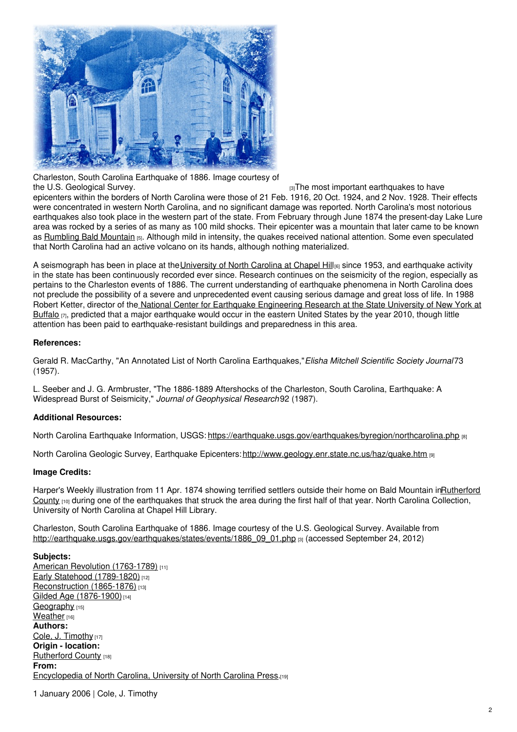Charleston, South Carolina Earthquake of 1886. Image courtesy of the U.S. Geological Survey. [3]

The most important earthquakes to have epicenters within the borders of North Carolina were those of 21 Feb. 1916, 20 Oct. 1924, and 2 Nov. 1928. Their effects were concentrated in western North Carolina, and no significant damage was reported. North Carolina's most notorious earthquakes also took place in the western part of the state. From February through June 1874 the present-day Lake Lure area was rocked by a series of as many as 100 mild shocks. Their epicenter was a mountain that later came to be known as Rumbling Bald Mountain [5]. Although mild in intensity, the quakes received national attention. Some even speculated that North Carolina had an active volcano on its hands, although nothing materialized.

A seismograph has been in place at the University of North Carolina at Chapel Hill [6] since 1953, and earthquake activity in the state has been continuously recorded ever since. Research continues on the seismicity of the region, especially as pertains to the Charleston events of 1886. The current understanding of earthquake phenomena in North Carolina does not preclude the possibility of a severe and unprecedented event causing serious damage and great loss of life. In 1988 Robert Ketter, director of the National Center for Earthquake Engineering Research at the State University of New York at Buffalo [7], predicted that a major earthquake would occur in the eastern United States by the year 2010, though little attention has been paid to earthquake-resistant buildings and preparedness in this area.

**References:**

Gerald R. MacCarthy, "An Annotated List of North Carolina Earthquakes," *Elisha Mitchell Scientific Society Journal* 73 (1957).

L. Seeber and J. G. Armbruster, "The 1886-1889 Aftershocks of the Charleston, South Carolina, Earthquake: A Widespread Burst of Seismicity," *Journal of Geophysical Research* 92 (1987).

**Additional Resources:**

North Carolina Earthquake Information, USGS: https://earthquake.usgs.gov/earthquakes/byregion/northcarolina.php [8]

North Carolina Geologic Survey, Earthquake Epicenters: http://www.geology.enr.state.nc.us/haz/quake.htm [9]

**Image Credits:**

Harper's Weekly illustration from 11 Apr. 1874 showing terrified settlers outside their home on Bald Mountain in Rutherford County [10] during one of the earthquakes that struck the area during the first half of that year. North Carolina Collection, University of North Carolina at Chapel Hill Library.

Charleston, South Carolina Earthquake of 1886. Image courtesy of the U.S. Geological Survey. Available from http://earthquake.usgs.gov/earthquakes/states/events/1886_09_01.php [3] (accessed September 24, 2012)

**Subjects:**
American Revolution (1763-1789) [11]
Early Statehood (1789-1820) [12]
Reconstruction (1865-1876) [13]
Gilded Age (1876-1900) [14]
Geography [15]
Weather [16]
**Authors:**
Cole, J. Timothy [17]
**Origin - location:**
Rutherford County [18]
**From:**
Encyclopedia of North Carolina, University of North Carolina Press. [19]

1 January 2006 | Cole, J. Timothy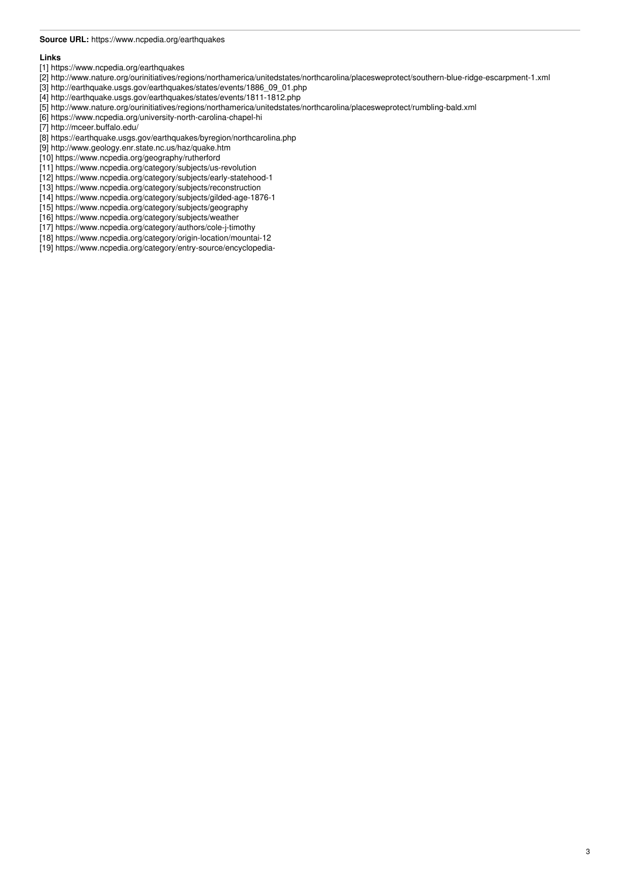**Source URL:** https://www.ncpedia.org/earthquakes

**Links**

[1] https://www.ncpedia.org/earthquakes
[2] http://www.nature.org/ourinitiatives/regions/northamerica/unitedstates/northcarolina/placesweprotect/southern-blue-ridge-escarpment-1.xml
[3] http://earthquake.usgs.gov/earthquakes/states/events/1886_09_01.php
[4] http://earthquake.usgs.gov/earthquakes/states/events/1811-1812.php
[5] http://www.nature.org/ourinitiatives/regions/northamerica/unitedstates/northcarolina/placesweprotect/rumbling-bald.xml
[6] https://www.ncpedia.org/university-north-carolina-chapel-hi
[7] http://mceer.buffalo.edu/
[8] https://earthquake.usgs.gov/earthquakes/byregion/northcarolina.php
[9] http://www.geology.enr.state.nc.us/haz/quake.htm
[10] https://www.ncpedia.org/geography/rutherford
[11] https://www.ncpedia.org/category/subjects/us-revolution
[12] https://www.ncpedia.org/category/subjects/early-statehood-1
[13] https://www.ncpedia.org/category/subjects/reconstruction
[14] https://www.ncpedia.org/category/subjects/gilded-age-1876-1
[15] https://www.ncpedia.org/category/subjects/geography
[16] https://www.ncpedia.org/category/subjects/weather
[17] https://www.ncpedia.org/category/authors/cole-j-timothy
[18] https://www.ncpedia.org/category/origin-location/mountai-12
[19] https://www.ncpedia.org/category/entry-source/encyclopedia-